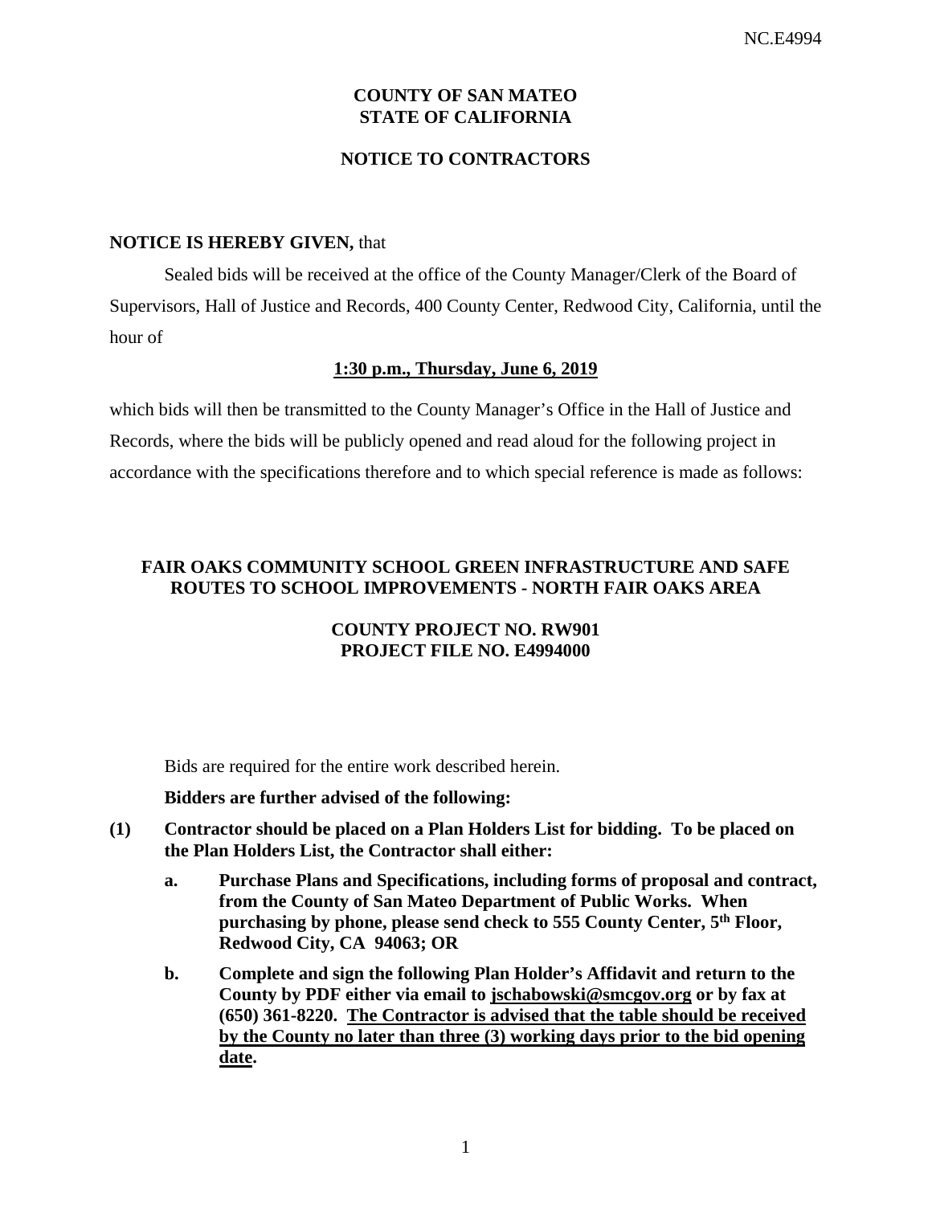**COUNTY OF SAN MATEO**
**STATE OF CALIFORNIA**

**NOTICE TO CONTRACTORS**

**NOTICE IS HEREBY GIVEN,** that

Sealed bids will be received at the office of the County Manager/Clerk of the Board of Supervisors, Hall of Justice and Records, 400 County Center, Redwood City, California, until the hour of

**1:30 p.m., Thursday, June 6, 2019**

which bids will then be transmitted to the County Manager's Office in the Hall of Justice and Records, where the bids will be publicly opened and read aloud for the following project in accordance with the specifications therefore and to which special reference is made as follows:

**FAIR OAKS COMMUNITY SCHOOL GREEN INFRASTRUCTURE AND SAFE ROUTES TO SCHOOL IMPROVEMENTS - NORTH FAIR OAKS AREA**

**COUNTY PROJECT NO. RW901**
**PROJECT FILE NO. E4994000**

Bids are required for the entire work described herein.

**Bidders are further advised of the following:**

**(1) Contractor should be placed on a Plan Holders List for bidding. To be placed on the Plan Holders List, the Contractor shall either:**

**a. Purchase Plans and Specifications, including forms of proposal and contract, from the County of San Mateo Department of Public Works. When purchasing by phone, please send check to 555 County Center, 5th Floor, Redwood City, CA 94063; OR**

**b. Complete and sign the following Plan Holder's Affidavit and return to the County by PDF either via email to jschabowski@smcgov.org or by fax at (650) 361-8220. The Contractor is advised that the table should be received by the County no later than three (3) working days prior to the bid opening date.**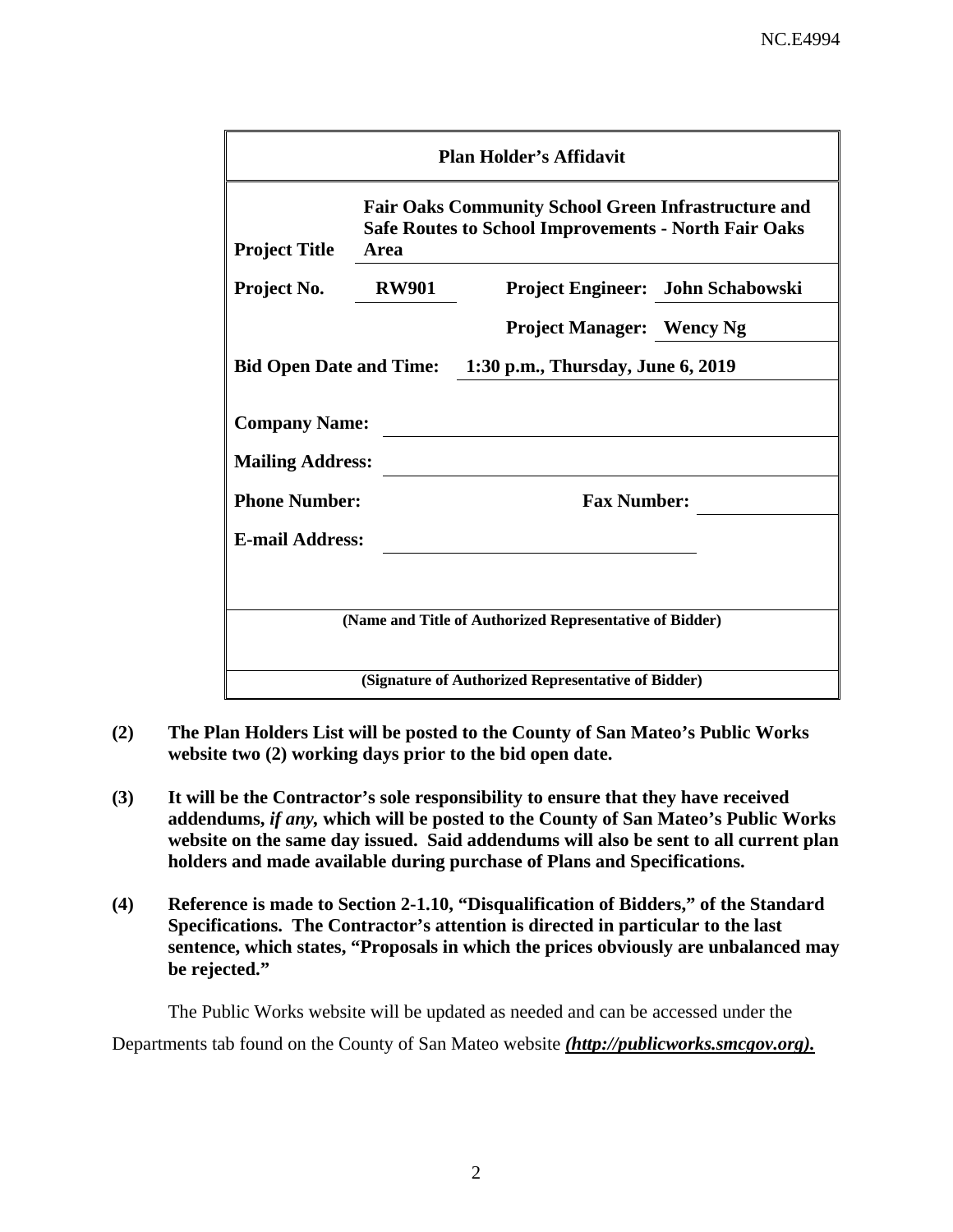| Plan Holder's Affidavit | | | |
|---|---|---|---|
| **Project Title** | **Fair Oaks Community School Green Infrastructure and Safe Routes to School Improvements - North Fair Oaks Area** | | |
| **Project No.** | **RW901** | **Project Engineer:** | **John Schabowski** |
| | | **Project Manager:** | **Wency Ng** |
| **Bid Open Date and Time:** | **1:30 p.m., Thursday, June 6, 2019** | | |
| **Company Name:** | | | |
| **Mailing Address:** | | | |
| **Phone Number:** | | **Fax Number:** | |
| **E-mail Address:** | | | |
| **(Name and Title of Authorized Representative of Bidder)** | | | |
| **(Signature of Authorized Representative of Bidder)** | | | |

**(2)** **The Plan Holders List will be posted to the County of San Mateo's Public Works website two (2) working days prior to the bid open date.**

**(3)** **It will be the Contractor's sole responsibility to ensure that they have received addendums, *if any,* which will be posted to the County of San Mateo's Public Works website on the same day issued. Said addendums will also be sent to all current plan holders and made available during purchase of Plans and Specifications.**

**(4)** **Reference is made to Section 2-1.10, "Disqualification of Bidders," of the Standard Specifications. The Contractor's attention is directed in particular to the last sentence, which states, "Proposals in which the prices obviously are unbalanced may be rejected."**

The Public Works website will be updated as needed and can be accessed under the Departments tab found on the County of San Mateo website ***(http://publicworks.smcgov.org).***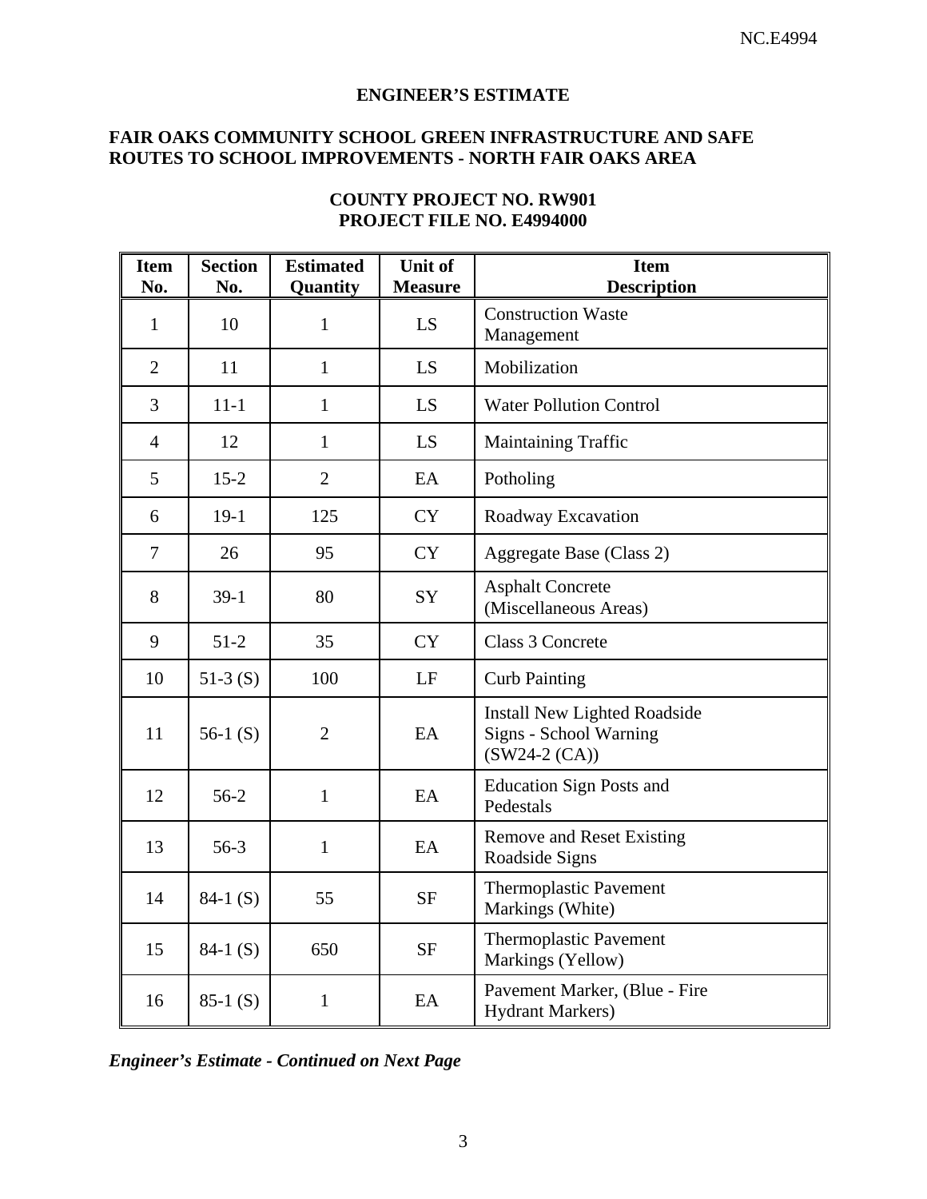## ENGINEER'S ESTIMATE

**FAIR OAKS COMMUNITY SCHOOL GREEN INFRASTRUCTURE AND SAFE ROUTES TO SCHOOL IMPROVEMENTS - NORTH FAIR OAKS AREA**

**COUNTY PROJECT NO. RW901**
**PROJECT FILE NO. E4994000**

| Item No. | Section No. | Estimated Quantity | Unit of Measure | Item Description |
|---|---|---|---|---|
| 1 | 10 | 1 | LS | Construction Waste Management |
| 2 | 11 | 1 | LS | Mobilization |
| 3 | 11-1 | 1 | LS | Water Pollution Control |
| 4 | 12 | 1 | LS | Maintaining Traffic |
| 5 | 15-2 | 2 | EA | Potholing |
| 6 | 19-1 | 125 | CY | Roadway Excavation |
| 7 | 26 | 95 | CY | Aggregate Base (Class 2) |
| 8 | 39-1 | 80 | SY | Asphalt Concrete (Miscellaneous Areas) |
| 9 | 51-2 | 35 | CY | Class 3 Concrete |
| 10 | 51-3 (S) | 100 | LF | Curb Painting |
| 11 | 56-1 (S) | 2 | EA | Install New Lighted Roadside Signs - School Warning (SW24-2 (CA)) |
| 12 | 56-2 | 1 | EA | Education Sign Posts and Pedestals |
| 13 | 56-3 | 1 | EA | Remove and Reset Existing Roadside Signs |
| 14 | 84-1 (S) | 55 | SF | Thermoplastic Pavement Markings (White) |
| 15 | 84-1 (S) | 650 | SF | Thermoplastic Pavement Markings (Yellow) |
| 16 | 85-1 (S) | 1 | EA | Pavement Marker, (Blue - Fire Hydrant Markers) |

***Engineer's Estimate - Continued on Next Page***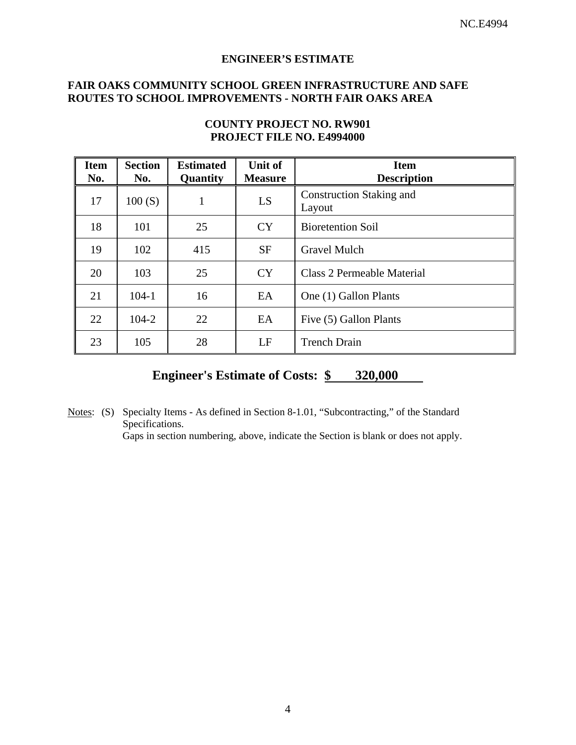## ENGINEER'S ESTIMATE

## FAIR OAKS COMMUNITY SCHOOL GREEN INFRASTRUCTURE AND SAFE ROUTES TO SCHOOL IMPROVEMENTS - NORTH FAIR OAKS AREA

**COUNTY PROJECT NO. RW901**
**PROJECT FILE NO. E4994000**

| Item No. | Section No. | Estimated Quantity | Unit of Measure | Item Description |
|---|---|---|---|---|
| 17 | 100 (S) | 1 | LS | Construction Staking and Layout |
| 18 | 101 | 25 | CY | Bioretention Soil |
| 19 | 102 | 415 | SF | Gravel Mulch |
| 20 | 103 | 25 | CY | Class 2 Permeable Material |
| 21 | 104-1 | 16 | EA | One (1) Gallon Plants |
| 22 | 104-2 | 22 | EA | Five (5) Gallon Plants |
| 23 | 105 | 28 | LF | Trench Drain |

**Engineer's Estimate of Costs: $ 320,000**

Notes: (S) Specialty Items - As defined in Section 8-1.01, "Subcontracting," of the Standard Specifications.
Gaps in section numbering, above, indicate the Section is blank or does not apply.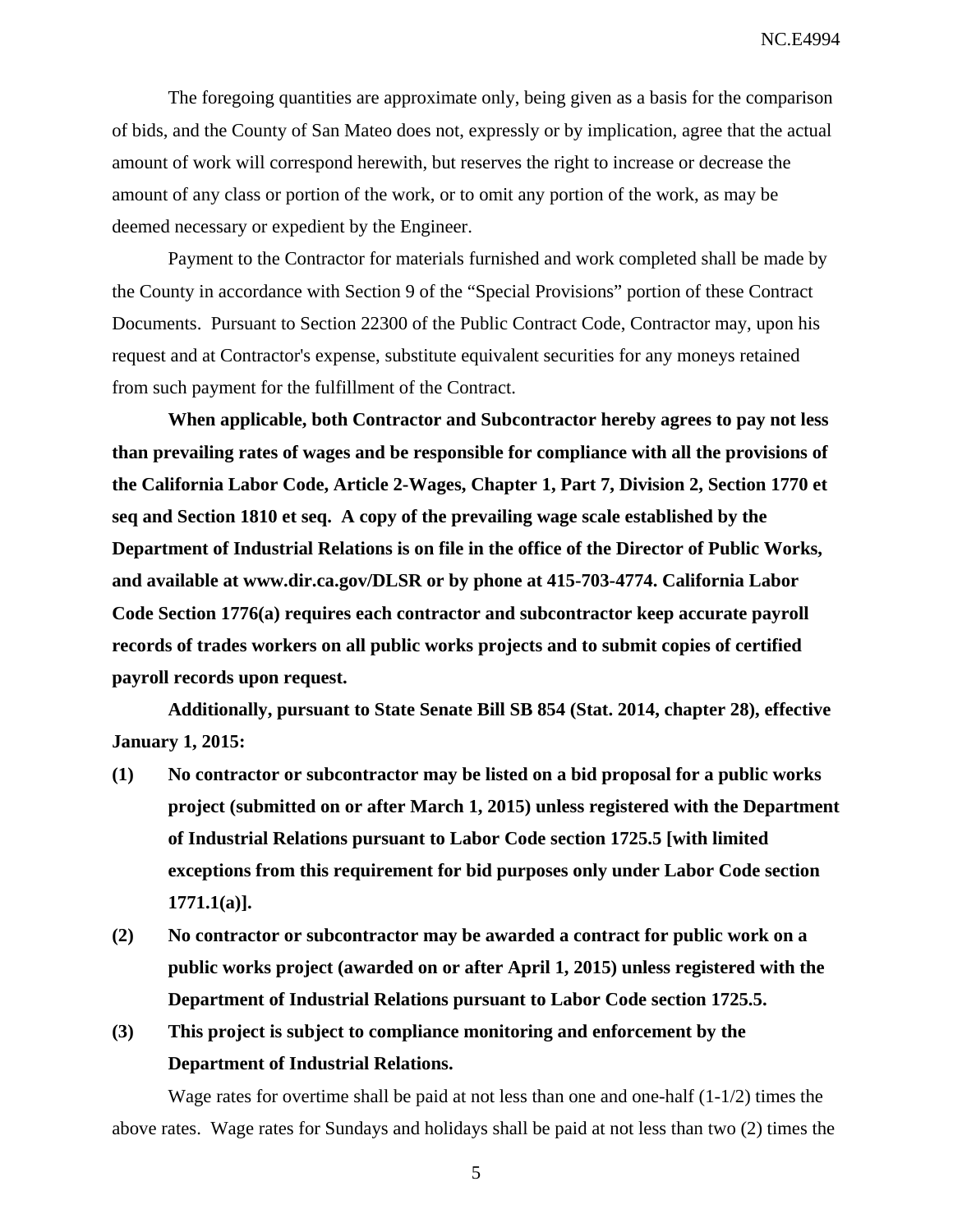The foregoing quantities are approximate only, being given as a basis for the comparison of bids, and the County of San Mateo does not, expressly or by implication, agree that the actual amount of work will correspond herewith, but reserves the right to increase or decrease the amount of any class or portion of the work, or to omit any portion of the work, as may be deemed necessary or expedient by the Engineer.

Payment to the Contractor for materials furnished and work completed shall be made by the County in accordance with Section 9 of the "Special Provisions" portion of these Contract Documents. Pursuant to Section 22300 of the Public Contract Code, Contractor may, upon his request and at Contractor's expense, substitute equivalent securities for any moneys retained from such payment for the fulfillment of the Contract.

**When applicable, both Contractor and Subcontractor hereby agrees to pay not less than prevailing rates of wages and be responsible for compliance with all the provisions of the California Labor Code, Article 2-Wages, Chapter 1, Part 7, Division 2, Section 1770 et seq and Section 1810 et seq. A copy of the prevailing wage scale established by the Department of Industrial Relations is on file in the office of the Director of Public Works, and available at www.dir.ca.gov/DLSR or by phone at 415-703-4774. California Labor Code Section 1776(a) requires each contractor and subcontractor keep accurate payroll records of trades workers on all public works projects and to submit copies of certified payroll records upon request.**

**Additionally, pursuant to State Senate Bill SB 854 (Stat. 2014, chapter 28), effective January 1, 2015:**

**(1) No contractor or subcontractor may be listed on a bid proposal for a public works project (submitted on or after March 1, 2015) unless registered with the Department of Industrial Relations pursuant to Labor Code section 1725.5 [with limited exceptions from this requirement for bid purposes only under Labor Code section 1771.1(a)].**

**(2) No contractor or subcontractor may be awarded a contract for public work on a public works project (awarded on or after April 1, 2015) unless registered with the Department of Industrial Relations pursuant to Labor Code section 1725.5.**

**(3) This project is subject to compliance monitoring and enforcement by the Department of Industrial Relations.**

Wage rates for overtime shall be paid at not less than one and one-half (1-1/2) times the above rates. Wage rates for Sundays and holidays shall be paid at not less than two (2) times the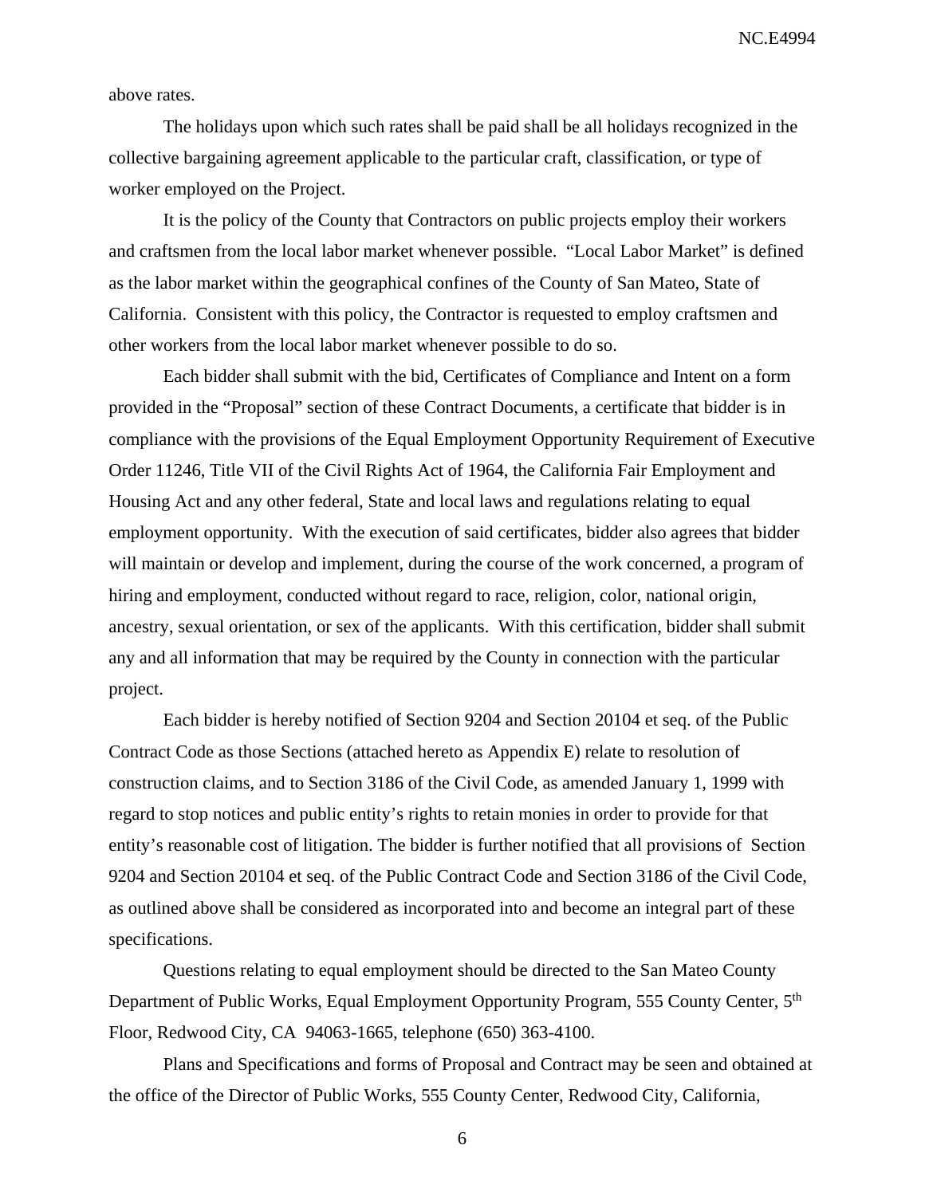above rates.

The holidays upon which such rates shall be paid shall be all holidays recognized in the collective bargaining agreement applicable to the particular craft, classification, or type of worker employed on the Project.

It is the policy of the County that Contractors on public projects employ their workers and craftsmen from the local labor market whenever possible. "Local Labor Market" is defined as the labor market within the geographical confines of the County of San Mateo, State of California. Consistent with this policy, the Contractor is requested to employ craftsmen and other workers from the local labor market whenever possible to do so.

Each bidder shall submit with the bid, Certificates of Compliance and Intent on a form provided in the "Proposal" section of these Contract Documents, a certificate that bidder is in compliance with the provisions of the Equal Employment Opportunity Requirement of Executive Order 11246, Title VII of the Civil Rights Act of 1964, the California Fair Employment and Housing Act and any other federal, State and local laws and regulations relating to equal employment opportunity. With the execution of said certificates, bidder also agrees that bidder will maintain or develop and implement, during the course of the work concerned, a program of hiring and employment, conducted without regard to race, religion, color, national origin, ancestry, sexual orientation, or sex of the applicants. With this certification, bidder shall submit any and all information that may be required by the County in connection with the particular project.

Each bidder is hereby notified of Section 9204 and Section 20104 et seq. of the Public Contract Code as those Sections (attached hereto as Appendix E) relate to resolution of construction claims, and to Section 3186 of the Civil Code, as amended January 1, 1999 with regard to stop notices and public entity's rights to retain monies in order to provide for that entity's reasonable cost of litigation. The bidder is further notified that all provisions of Section 9204 and Section 20104 et seq. of the Public Contract Code and Section 3186 of the Civil Code, as outlined above shall be considered as incorporated into and become an integral part of these specifications.

Questions relating to equal employment should be directed to the San Mateo County Department of Public Works, Equal Employment Opportunity Program, 555 County Center, 5th Floor, Redwood City, CA 94063-1665, telephone (650) 363-4100.

Plans and Specifications and forms of Proposal and Contract may be seen and obtained at the office of the Director of Public Works, 555 County Center, Redwood City, California,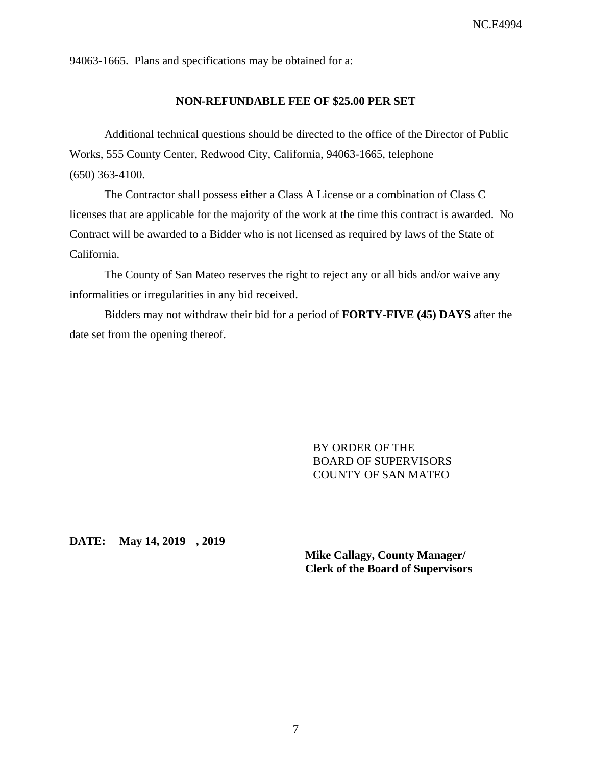94063-1665. Plans and specifications may be obtained for a:

**NON-REFUNDABLE FEE OF $25.00 PER SET**

Additional technical questions should be directed to the office of the Director of Public Works, 555 County Center, Redwood City, California, 94063-1665, telephone (650) 363-4100.

The Contractor shall possess either a Class A License or a combination of Class C licenses that are applicable for the majority of the work at the time this contract is awarded. No Contract will be awarded to a Bidder who is not licensed as required by laws of the State of California.

The County of San Mateo reserves the right to reject any or all bids and/or waive any informalities or irregularities in any bid received.

Bidders may not withdraw their bid for a period of **FORTY-FIVE (45) DAYS** after the date set from the opening thereof.

BY ORDER OF THE
BOARD OF SUPERVISORS
COUNTY OF SAN MATEO

**DATE: May 14, 2019 , 2019**

**Mike Callagy, County Manager/**
**Clerk of the Board of Supervisors**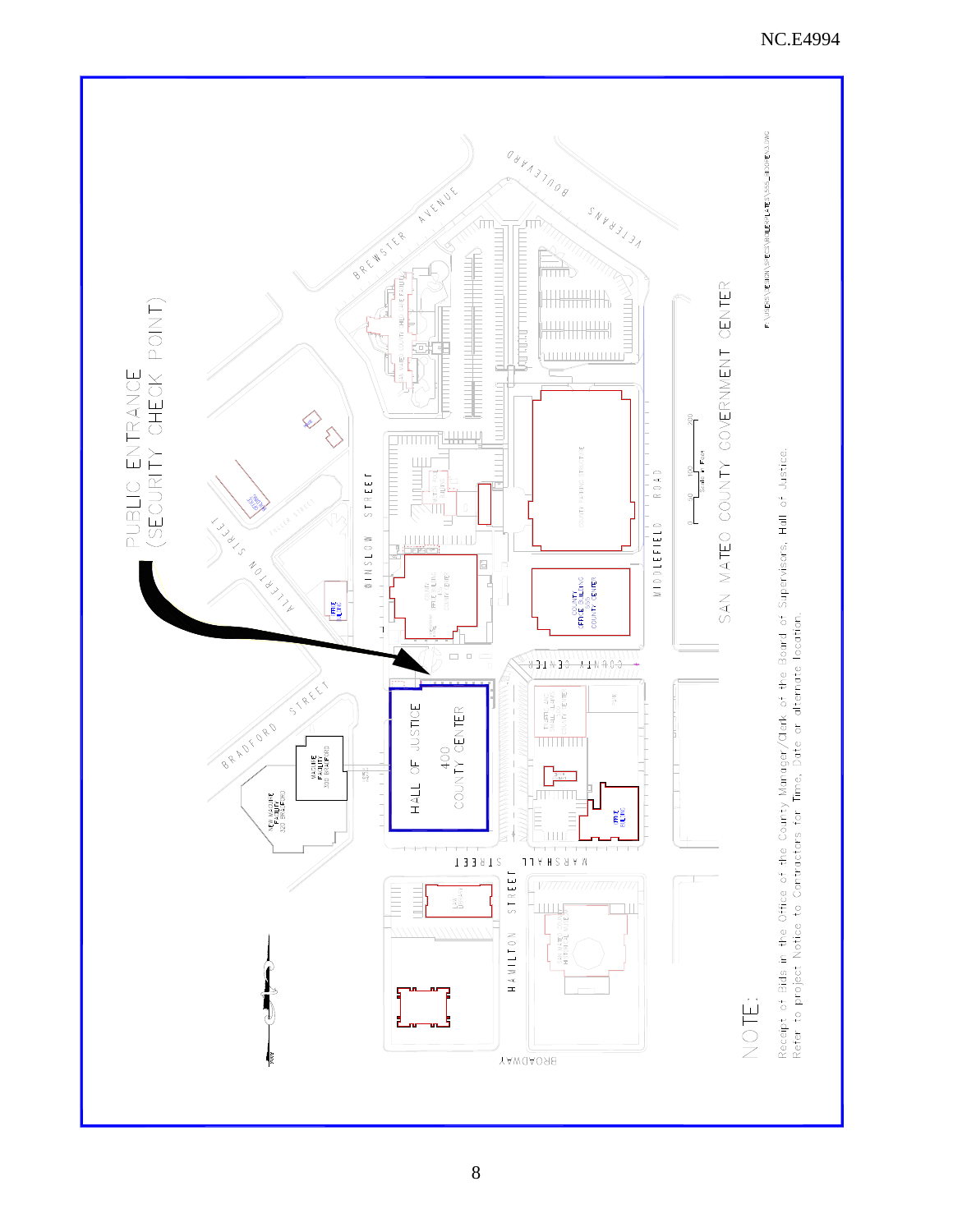NC.E4994

PUBLIC ENTRANCE
(SECURITY CHECK POINT)

HALL OF JUSTICE
400
COUNTY CENTER

SAN MATEO COUNTY GOVERNMENT CENTER

BREWSTER AVENUE

VETERANS BOULEVARD

WINSLOW STREET

MIDDLEFIELD ROAD

ALLERTON STREET

BRADFORD STREET

MARSHALL STREET

HAMILTON STREET

BROADWAY

COUNTY CENTER

NOTE:

Receipt of Bids in the Office of the County Manager/Clerk of the Board of Supervisors, Hall of Justice.
Refer to project Notice to Contractors for Time, Date or alternate location.